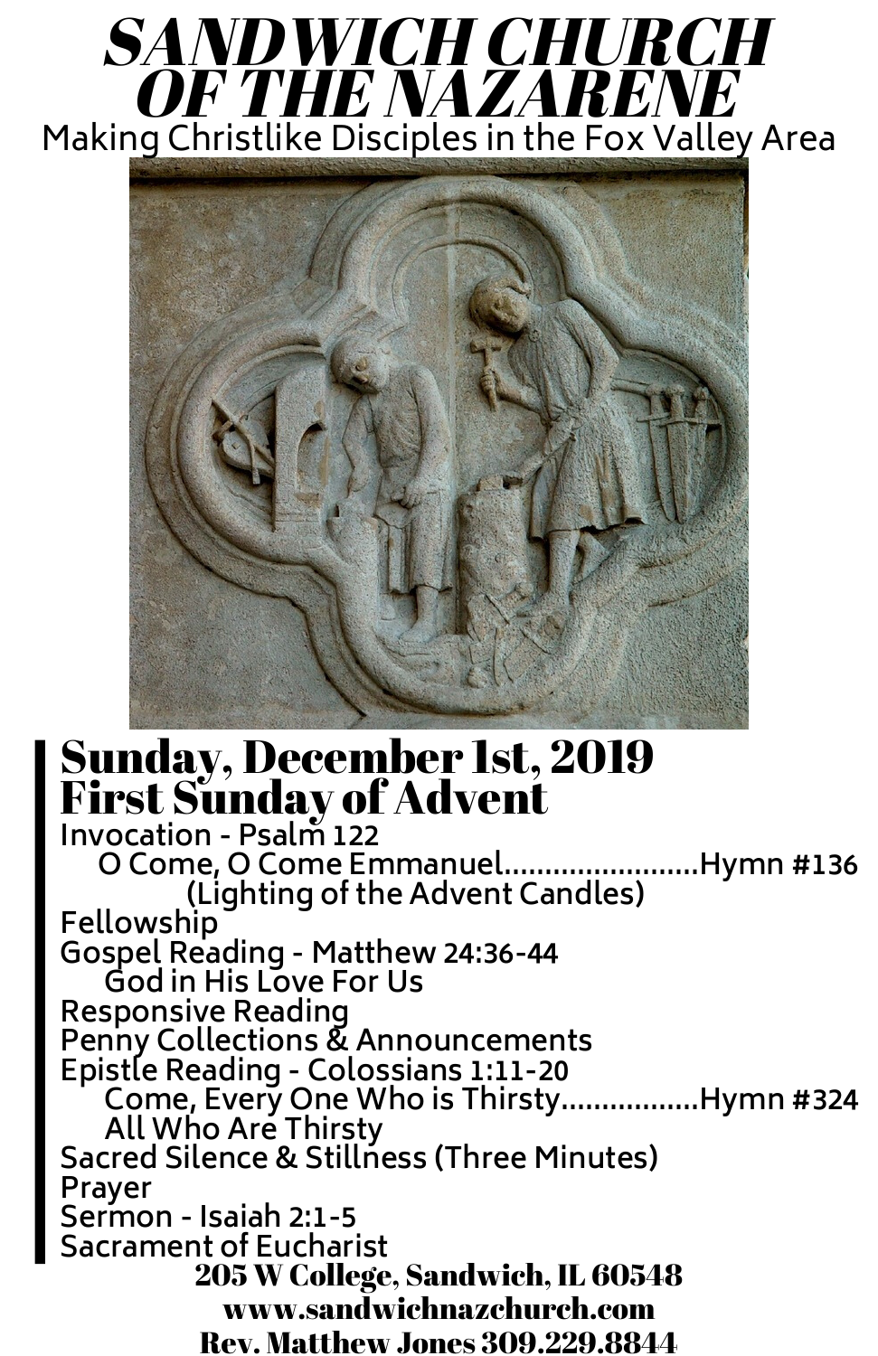# SANDWICH CHURCH OF THE NAZARENE

Making Christlike Disciples in the Fox Valley Area

## Sunday, December 1st, 2019
## First Sunday of Advent

Invocation - Psalm 122

O Come, O Come Emmanuel.......................Hymn #136

(Lighting of the Advent Candles)

Fellowship

Gospel Reading - Matthew 24:36-44

God in His Love For Us

Responsive Reading

Penny Collections & Announcements

Epistle Reading - Colossians 1:11-20

Come, Every One Who is Thirsty.................Hymn #324

All Who Are Thirsty

Sacred Silence & Stillness (Three Minutes)

Prayer

Sermon - Isaiah 2:1-5

Sacrament of Eucharist

**205 W College, Sandwich, IL 60548**

**www.sandwichnazchurch.com**

**Rev. Matthew Jones 309.229.8844**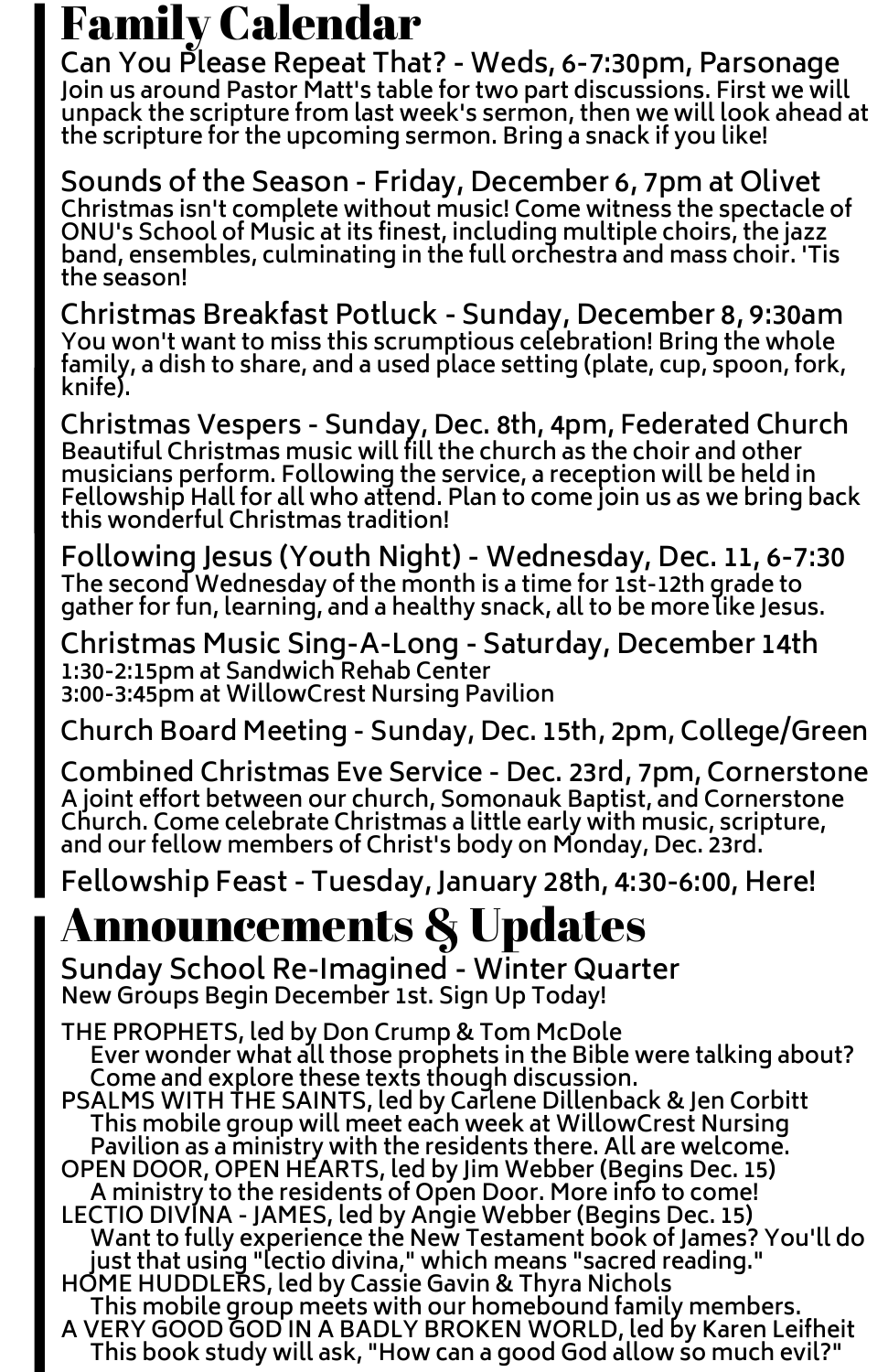# Family Calendar

### Can You Please Repeat That? - Weds, 6-7:30pm, Parsonage

Join us around Pastor Matt's table for two part discussions. First we will unpack the scripture from last week's sermon, then we will look ahead at the scripture for the upcoming sermon. Bring a snack if you like!

### Sounds of the Season - Friday, December 6, 7pm at Olivet

Christmas isn't complete without music! Come witness the spectacle of ONU's School of Music at its finest, including multiple choirs, the jazz band, ensembles, culminating in the full orchestra and mass choir. 'Tis the season!

### Christmas Breakfast Potluck - Sunday, December 8, 9:30am

You won't want to miss this scrumptious celebration! Bring the whole family, a dish to share, and a used place setting (plate, cup, spoon, fork, knife).

### Christmas Vespers - Sunday, Dec. 8th, 4pm, Federated Church

Beautiful Christmas music will fill the church as the choir and other musicians perform. Following the service, a reception will be held in Fellowship Hall for all who attend. Plan to come join us as we bring back this wonderful Christmas tradition!

### Following Jesus (Youth Night) - Wednesday, Dec. 11, 6-7:30

The second Wednesday of the month is a time for 1st-12th grade to gather for fun, learning, and a healthy snack, all to be more like Jesus.

### Christmas Music Sing-A-Long - Saturday, December 14th

1:30-2:15pm at Sandwich Rehab Center
3:00-3:45pm at WillowCrest Nursing Pavilion

### Church Board Meeting - Sunday, Dec. 15th, 2pm, College/Green

### Combined Christmas Eve Service - Dec. 23rd, 7pm, Cornerstone

A joint effort between our church, Somonauk Baptist, and Cornerstone Church. Come celebrate Christmas a little early with music, scripture, and our fellow members of Christ's body on Monday, Dec. 23rd.

### Fellowship Feast - Tuesday, January 28th, 4:30-6:00, Here!

# Announcements & Updates

### Sunday School Re-Imagined - Winter Quarter

New Groups Begin December 1st. Sign Up Today!

THE PROPHETS, led by Don Crump & Tom McDole
Ever wonder what all those prophets in the Bible were talking about? Come and explore these texts though discussion.

PSALMS WITH THE SAINTS, led by Carlene Dillenback & Jen Corbitt
This mobile group will meet each week at WillowCrest Nursing Pavilion as a ministry with the residents there. All are welcome.

OPEN DOOR, OPEN HEARTS, led by Jim Webber (Begins Dec. 15)
A ministry to the residents of Open Door. More info to come!

LECTIO DIVINA - JAMES, led by Angie Webber (Begins Dec. 15)
Want to fully experience the New Testament book of James? You'll do just that using "lectio divina," which means "sacred reading."

HOME HUDDLERS, led by Cassie Gavin & Thyra Nichols
This mobile group meets with our homebound family members.

A VERY GOOD GOD IN A BADLY BROKEN WORLD, led by Karen Leifheit
This book study will ask, "How can a good God allow so much evil?"